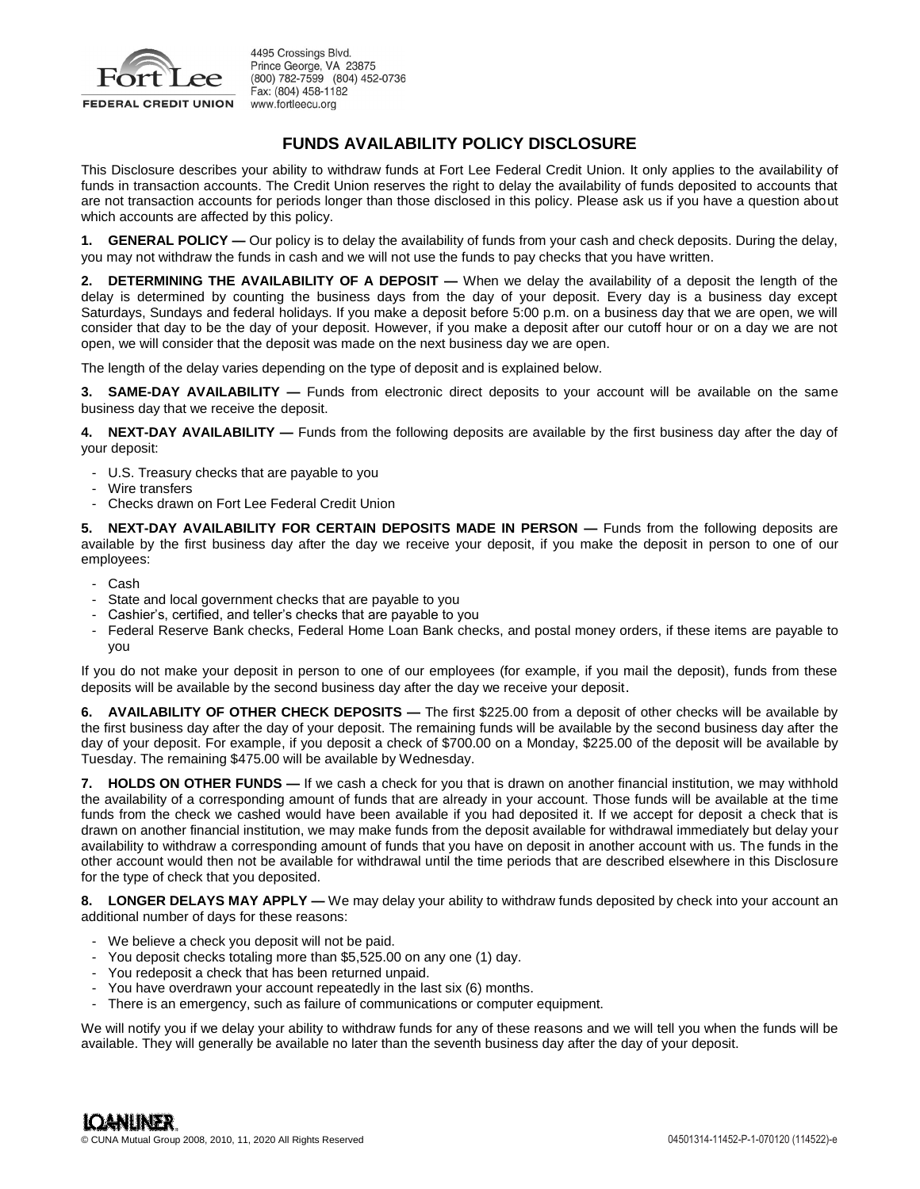Fort Lee FEDERAL CREDIT UNION

4495 Crossings Blvd.
Prince George, VA 23875
(800) 782-7599 (804) 452-0736
Fax: (804) 458-1182
www.fortleecu.org

# FUNDS AVAILABILITY POLICY DISCLOSURE

This Disclosure describes your ability to withdraw funds at Fort Lee Federal Credit Union. It only applies to the availability of funds in transaction accounts. The Credit Union reserves the right to delay the availability of funds deposited to accounts that are not transaction accounts for periods longer than those disclosed in this policy. Please ask us if you have a question about which accounts are affected by this policy.

**1. GENERAL POLICY —** Our policy is to delay the availability of funds from your cash and check deposits. During the delay, you may not withdraw the funds in cash and we will not use the funds to pay checks that you have written.

**2. DETERMINING THE AVAILABILITY OF A DEPOSIT —** When we delay the availability of a deposit the length of the delay is determined by counting the business days from the day of your deposit. Every day is a business day except Saturdays, Sundays and federal holidays. If you make a deposit before 5:00 p.m. on a business day that we are open, we will consider that day to be the day of your deposit. However, if you make a deposit after our cutoff hour or on a day we are not open, we will consider that the deposit was made on the next business day we are open.

The length of the delay varies depending on the type of deposit and is explained below.

**3. SAME-DAY AVAILABILITY —** Funds from electronic direct deposits to your account will be available on the same business day that we receive the deposit.

**4. NEXT-DAY AVAILABILITY —** Funds from the following deposits are available by the first business day after the day of your deposit:

- U.S. Treasury checks that are payable to you
- Wire transfers
- Checks drawn on Fort Lee Federal Credit Union

**5. NEXT-DAY AVAILABILITY FOR CERTAIN DEPOSITS MADE IN PERSON —** Funds from the following deposits are available by the first business day after the day we receive your deposit, if you make the deposit in person to one of our employees:

- Cash
- State and local government checks that are payable to you
- Cashier's, certified, and teller's checks that are payable to you
- Federal Reserve Bank checks, Federal Home Loan Bank checks, and postal money orders, if these items are payable to you

If you do not make your deposit in person to one of our employees (for example, if you mail the deposit), funds from these deposits will be available by the second business day after the day we receive your deposit.

**6. AVAILABILITY OF OTHER CHECK DEPOSITS —** The first $225.00 from a deposit of other checks will be available by the first business day after the day of your deposit. The remaining funds will be available by the second business day after the day of your deposit. For example, if you deposit a check of $700.00 on a Monday, $225.00 of the deposit will be available by Tuesday. The remaining $475.00 will be available by Wednesday.

**7. HOLDS ON OTHER FUNDS —** If we cash a check for you that is drawn on another financial institution, we may withhold the availability of a corresponding amount of funds that are already in your account. Those funds will be available at the time funds from the check we cashed would have been available if you had deposited it. If we accept for deposit a check that is drawn on another financial institution, we may make funds from the deposit available for withdrawal immediately but delay your availability to withdraw a corresponding amount of funds that you have on deposit in another account with us. The funds in the other account would then not be available for withdrawal until the time periods that are described elsewhere in this Disclosure for the type of check that you deposited.

**8. LONGER DELAYS MAY APPLY —** We may delay your ability to withdraw funds deposited by check into your account an additional number of days for these reasons:

- We believe a check you deposit will not be paid.
- You deposit checks totaling more than $5,525.00 on any one (1) day.
- You redeposit a check that has been returned unpaid.
- You have overdrawn your account repeatedly in the last six (6) months.
- There is an emergency, such as failure of communications or computer equipment.

We will notify you if we delay your ability to withdraw funds for any of these reasons and we will tell you when the funds will be available. They will generally be available no later than the seventh business day after the day of your deposit.

LOANLINER.
© CUNA Mutual Group 2008, 2010, 11, 2020 All Rights Reserved 04501314-11452-P-1-070120 (114522)-e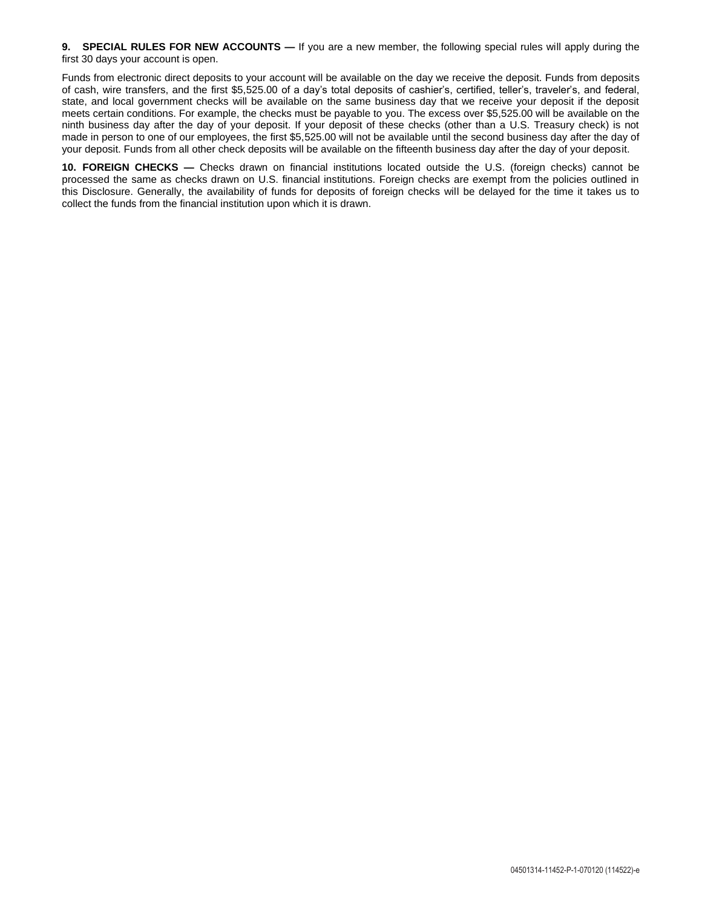**9. SPECIAL RULES FOR NEW ACCOUNTS —** If you are a new member, the following special rules will apply during the first 30 days your account is open.

Funds from electronic direct deposits to your account will be available on the day we receive the deposit. Funds from deposits of cash, wire transfers, and the first $5,525.00 of a day's total deposits of cashier's, certified, teller's, traveler's, and federal, state, and local government checks will be available on the same business day that we receive your deposit if the deposit meets certain conditions. For example, the checks must be payable to you. The excess over $5,525.00 will be available on the ninth business day after the day of your deposit. If your deposit of these checks (other than a U.S. Treasury check) is not made in person to one of our employees, the first $5,525.00 will not be available until the second business day after the day of your deposit. Funds from all other check deposits will be available on the fifteenth business day after the day of your deposit.

**10. FOREIGN CHECKS —** Checks drawn on financial institutions located outside the U.S. (foreign checks) cannot be processed the same as checks drawn on U.S. financial institutions. Foreign checks are exempt from the policies outlined in this Disclosure. Generally, the availability of funds for deposits of foreign checks will be delayed for the time it takes us to collect the funds from the financial institution upon which it is drawn.

04501314-11452-P-1-070120 (114522)-e